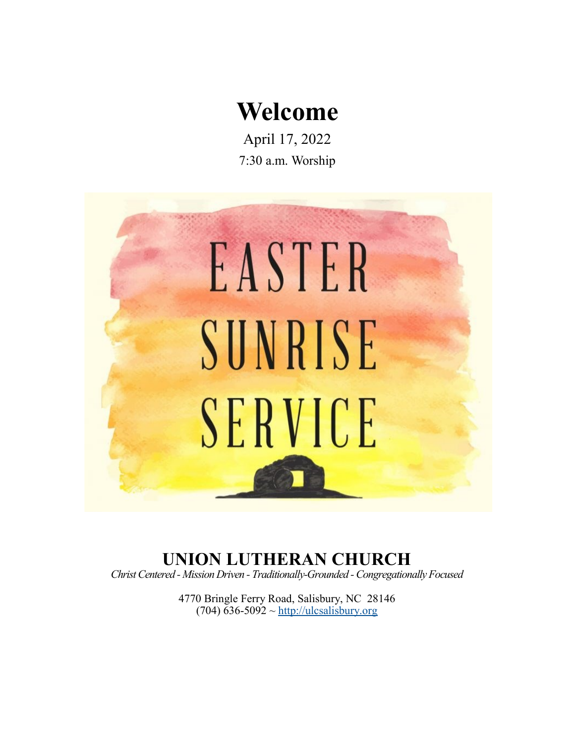# Welcome

April 17, 2022

7:30 a.m. Worship

EASTER SUNRISE SERVICE

## UNION LUTHERAN CHURCH

*Christ Centered - Mission Driven - Traditionally-Grounded - Congregationally Focused*

4770 Bringle Ferry Road, Salisbury, NC 28146
(704) 636-5092 ~ http://ulcsalisbury.org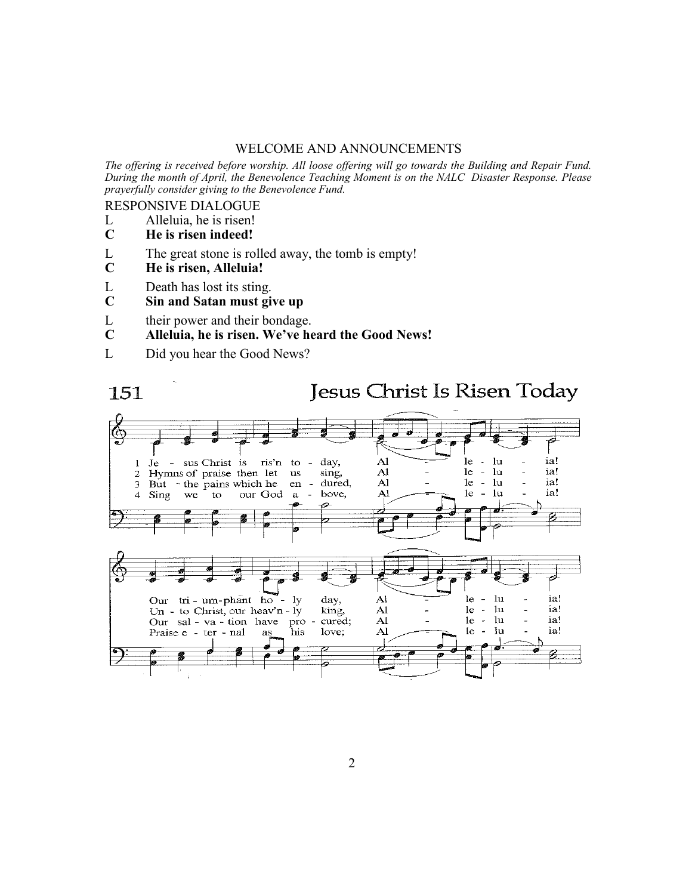## WELCOME AND ANNOUNCEMENTS

*The offering is received before worship. All loose offering will go towards the Building and Repair Fund. During the month of April, the Benevolence Teaching Moment is on the NALC Disaster Response. Please prayerfully consider giving to the Benevolence Fund.*

## RESPONSIVE DIALOGUE

L Alleluia, he is risen!

**C He is risen indeed!**

L The great stone is rolled away, the tomb is empty!

**C He is risen, Alleluia!**

L Death has lost its sting.

**C Sin and Satan must give up**

L their power and their bondage.

**C Alleluia, he is risen. We've heard the Good News!**

L Did you hear the Good News?

## 151 Jesus Christ Is Risen Today

1 Jesus Christ is ris'n today, Alleluia!
Our triumphant holy day, Alleluia!

2 Hymns of praise then let us sing, Alleluia!
Unto Christ, our heav'nly king, Alleluia!

3 But the pains which he endured, Alleluia!
Our salvation have procured; Alleluia!

4 Sing we to our God above, Alleluia!
Praise eternal as his love; Alleluia!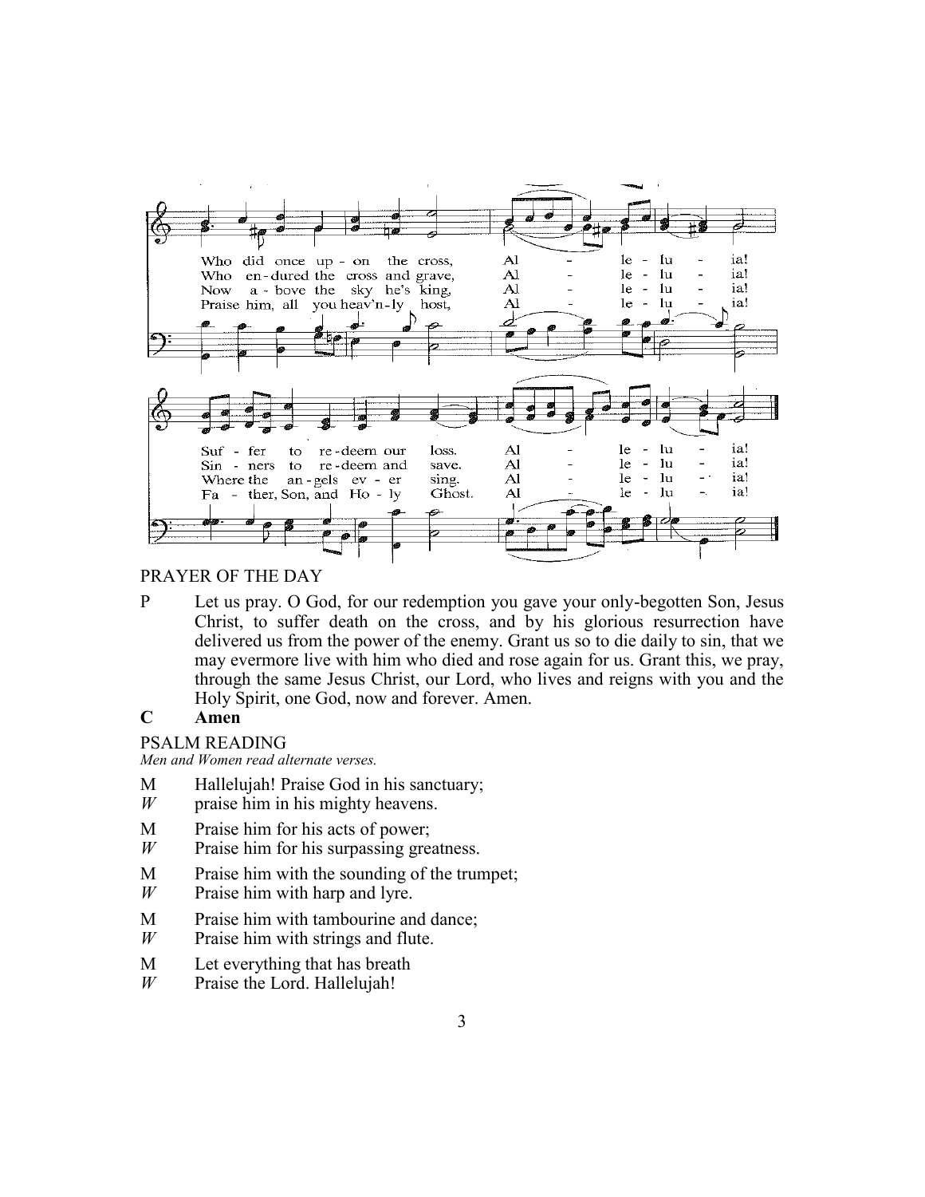Who did once up - on the cross, Al - le - lu - ia!
Who en - dured the cross and grave, Al - le - lu - ia!
Now a - bove the sky he's king, Al - le - lu - ia!
Praise him, all you heav'n-ly host, Al - le - lu - ia!

Suf - fer to re - deem our loss. Al - le - lu - ia!
Sin - ners to re - deem and save. Al - le - lu - ia!
Where the an - gels ev - er sing. Al - le - lu - ia!
Fa - ther, Son, and Ho - ly Ghost. Al - le - lu - ia!

## PRAYER OF THE DAY

P Let us pray. O God, for our redemption you gave your only-begotten Son, Jesus Christ, to suffer death on the cross, and by his glorious resurrection have delivered us from the power of the enemy. Grant us so to die daily to sin, that we may evermore live with him who died and rose again for us. Grant this, we pray, through the same Jesus Christ, our Lord, who lives and reigns with you and the Holy Spirit, one God, now and forever. Amen.

**C Amen**

## PSALM READING

*Men and Women read alternate verses.*

M Hallelujah! Praise God in his sanctuary;
*W* praise him in his mighty heavens.

M Praise him for his acts of power;
*W* Praise him for his surpassing greatness.

M Praise him with the sounding of the trumpet;
*W* Praise him with harp and lyre.

M Praise him with tambourine and dance;
*W* Praise him with strings and flute.

M Let everything that has breath
*W* Praise the Lord. Hallelujah!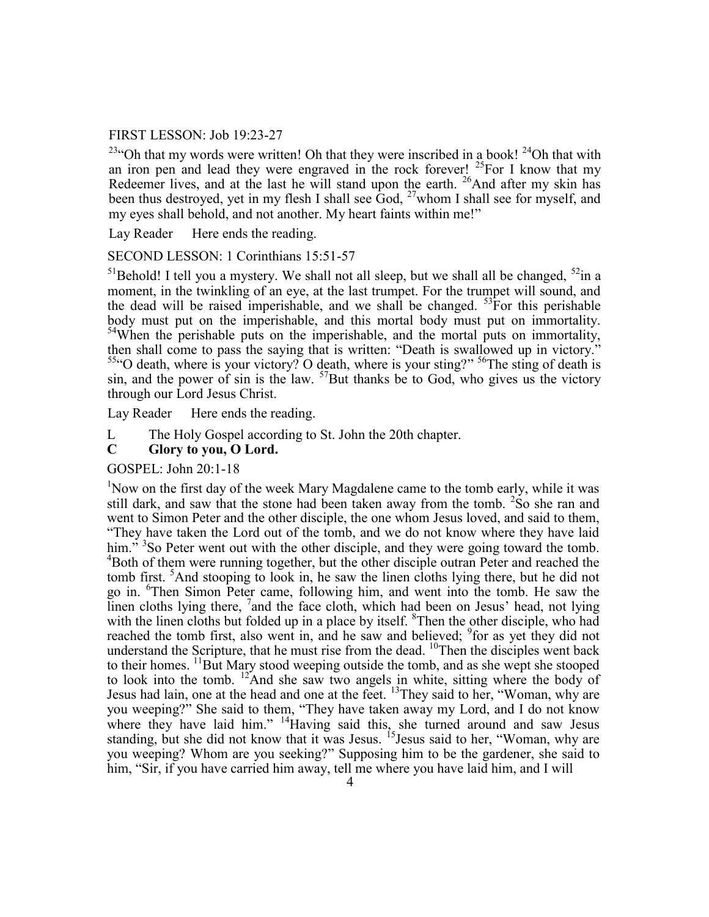FIRST LESSON: Job 19:23-27

[23]"Oh that my words were written! Oh that they were inscribed in a book! [24]Oh that with an iron pen and lead they were engraved in the rock forever! [25]For I know that my Redeemer lives, and at the last he will stand upon the earth. [26]And after my skin has been thus destroyed, yet in my flesh I shall see God, [27]whom I shall see for myself, and my eyes shall behold, and not another. My heart faints within me!"

Lay Reader  Here ends the reading.

SECOND LESSON: 1 Corinthians 15:51-57

[51]Behold! I tell you a mystery. We shall not all sleep, but we shall all be changed, [52]in a moment, in the twinkling of an eye, at the last trumpet. For the trumpet will sound, and the dead will be raised imperishable, and we shall be changed. [53]For this perishable body must put on the imperishable, and this mortal body must put on immortality. [54]When the perishable puts on the imperishable, and the mortal puts on immortality, then shall come to pass the saying that is written: "Death is swallowed up in victory." [55]"O death, where is your victory? O death, where is your sting?" [56]The sting of death is sin, and the power of sin is the law. [57]But thanks be to God, who gives us the victory through our Lord Jesus Christ.

Lay Reader  Here ends the reading.

L  The Holy Gospel according to St. John the 20th chapter.
**C  Glory to you, O Lord.**

GOSPEL: John 20:1-18

[1]Now on the first day of the week Mary Magdalene came to the tomb early, while it was still dark, and saw that the stone had been taken away from the tomb. [2]So she ran and went to Simon Peter and the other disciple, the one whom Jesus loved, and said to them, "They have taken the Lord out of the tomb, and we do not know where they have laid him." [3]So Peter went out with the other disciple, and they were going toward the tomb. [4]Both of them were running together, but the other disciple outran Peter and reached the tomb first. [5]And stooping to look in, he saw the linen cloths lying there, but he did not go in. [6]Then Simon Peter came, following him, and went into the tomb. He saw the linen cloths lying there, [7]and the face cloth, which had been on Jesus' head, not lying with the linen cloths but folded up in a place by itself. [8]Then the other disciple, who had reached the tomb first, also went in, and he saw and believed; [9]for as yet they did not understand the Scripture, that he must rise from the dead. [10]Then the disciples went back to their homes. [11]But Mary stood weeping outside the tomb, and as she wept she stooped to look into the tomb. [12]And she saw two angels in white, sitting where the body of Jesus had lain, one at the head and one at the feet. [13]They said to her, "Woman, why are you weeping?" She said to them, "They have taken away my Lord, and I do not know where they have laid him." [14]Having said this, she turned around and saw Jesus standing, but she did not know that it was Jesus. [15]Jesus said to her, "Woman, why are you weeping? Whom are you seeking?" Supposing him to be the gardener, she said to him, "Sir, if you have carried him away, tell me where you have laid him, and I will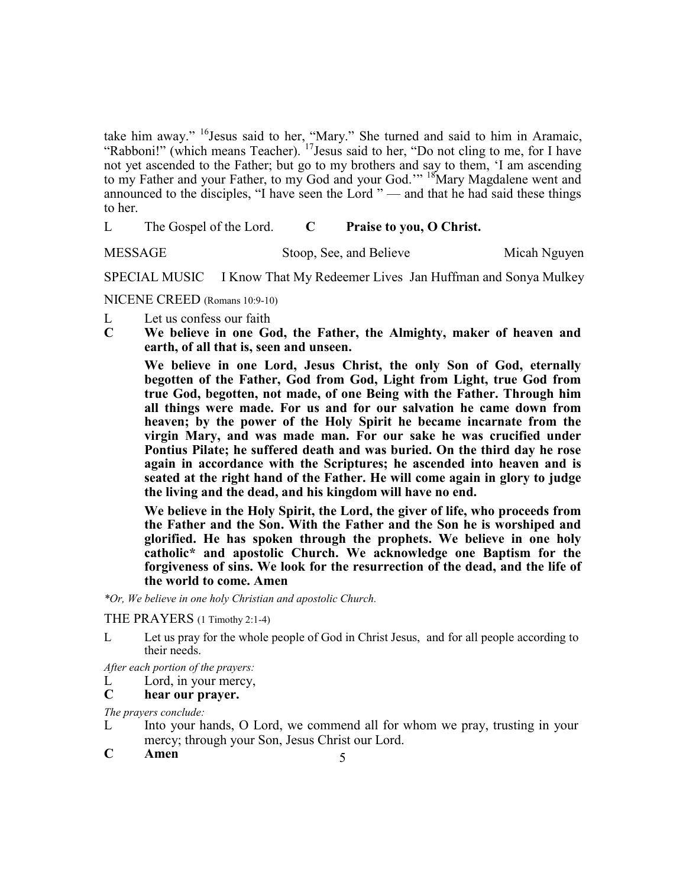take him away." [16]Jesus said to her, "Mary." She turned and said to him in Aramaic, "Rabboni!" (which means Teacher). [17]Jesus said to her, "Do not cling to me, for I have not yet ascended to the Father; but go to my brothers and say to them, 'I am ascending to my Father and your Father, to my God and your God.'" [18]Mary Magdalene went and announced to the disciples, "I have seen the Lord " — and that he had said these things to her.

L The Gospel of the Lord. **C Praise to you, O Christ.**

MESSAGE Stoop, See, and Believe Micah Nguyen

SPECIAL MUSIC I Know That My Redeemer Lives Jan Huffman and Sonya Mulkey

NICENE CREED (Romans 10:9-10)

L Let us confess our faith

**C We believe in one God, the Father, the Almighty, maker of heaven and earth, of all that is, seen and unseen.**

**We believe in one Lord, Jesus Christ, the only Son of God, eternally begotten of the Father, God from God, Light from Light, true God from true God, begotten, not made, of one Being with the Father. Through him all things were made. For us and for our salvation he came down from heaven; by the power of the Holy Spirit he became incarnate from the virgin Mary, and was made man. For our sake he was crucified under Pontius Pilate; he suffered death and was buried. On the third day he rose again in accordance with the Scriptures; he ascended into heaven and is seated at the right hand of the Father. He will come again in glory to judge the living and the dead, and his kingdom will have no end.**

**We believe in the Holy Spirit, the Lord, the giver of life, who proceeds from the Father and the Son. With the Father and the Son he is worshiped and glorified. He has spoken through the prophets. We believe in one holy catholic* and apostolic Church. We acknowledge one Baptism for the forgiveness of sins. We look for the resurrection of the dead, and the life of the world to come. Amen**

*\*Or, We believe in one holy Christian and apostolic Church.*

THE PRAYERS (1 Timothy 2:1-4)

L Let us pray for the whole people of God in Christ Jesus, and for all people according to their needs.

*After each portion of the prayers:*

L Lord, in your mercy,

**C hear our prayer.**

*The prayers conclude:*

L Into your hands, O Lord, we commend all for whom we pray, trusting in your mercy; through your Son, Jesus Christ our Lord.

**C Amen**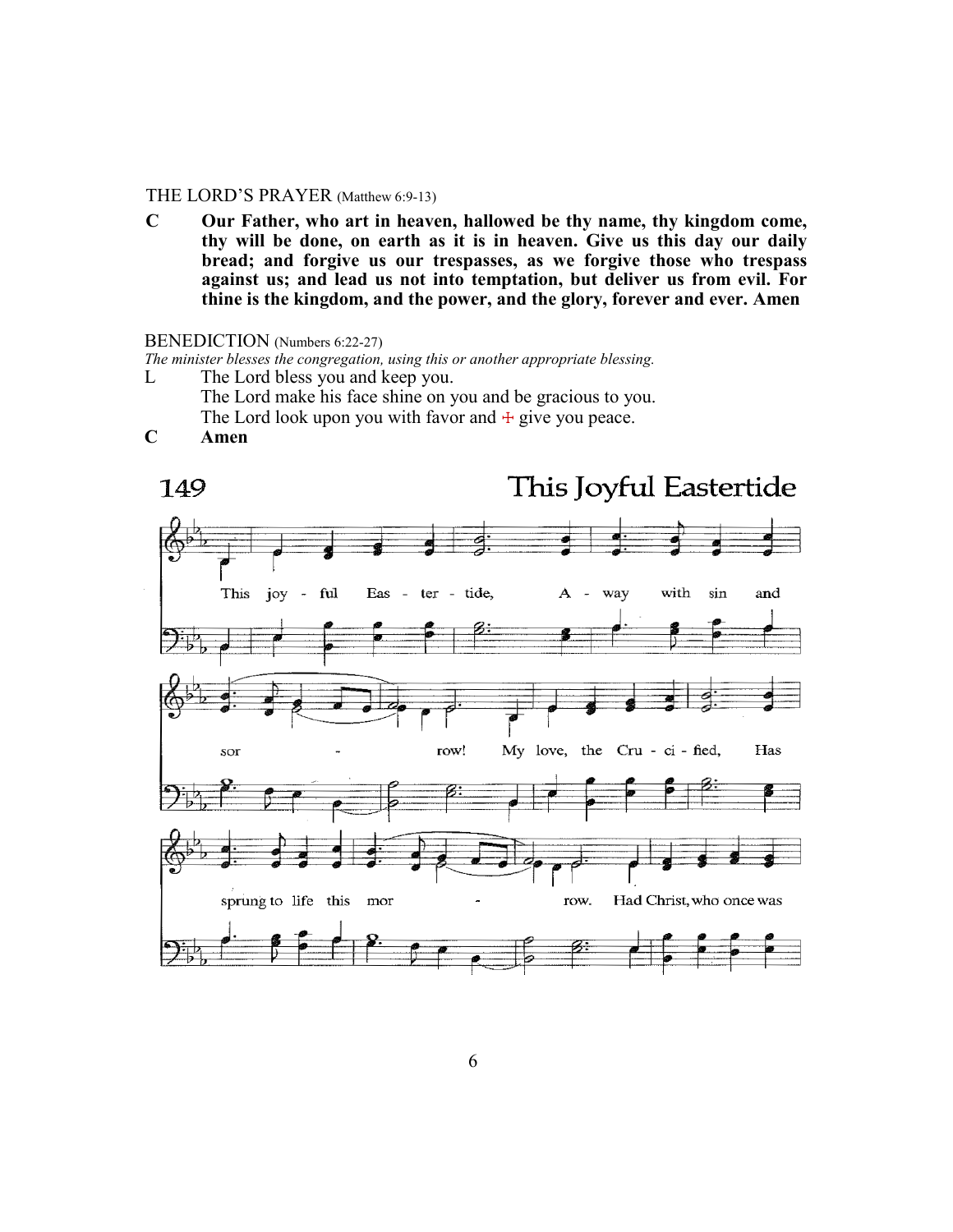THE LORD'S PRAYER (Matthew 6:9-13)

**C** **Our Father, who art in heaven, hallowed be thy name, thy kingdom come, thy will be done, on earth as it is in heaven. Give us this day our daily bread; and forgive us our trespasses, as we forgive those who trespass against us; and lead us not into temptation, but deliver us from evil. For thine is the kingdom, and the power, and the glory, forever and ever. Amen**

BENEDICTION (Numbers 6:22-27)

*The minister blesses the congregation, using this or another appropriate blessing.*

L The Lord bless you and keep you.
The Lord make his face shine on you and be gracious to you.
The Lord look upon you with favor and ☩ give you peace.

**C** **Amen**

149 This Joyful Eastertide

This joy - ful Eas - ter - tide, A - way with sin and sor - row! My love, the Cru - ci - fied, Has sprung to life this mor - row. Had Christ, who once was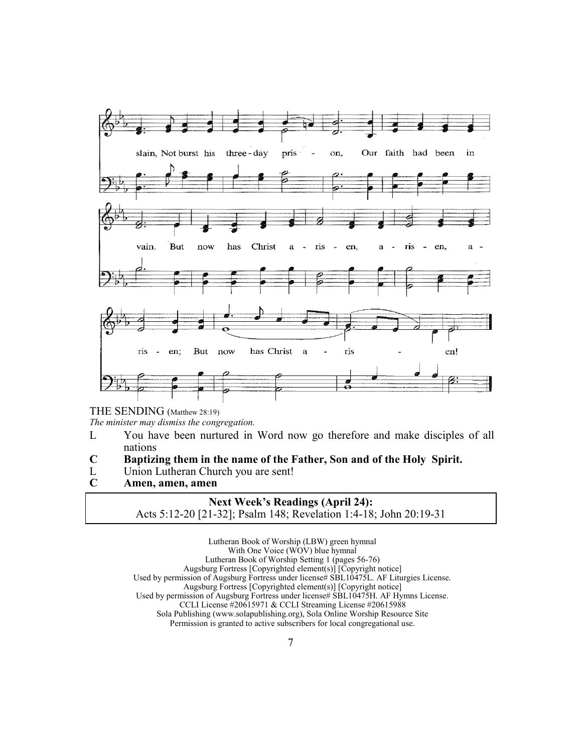slain, Not burst his three-day pris - on, Our faith had been in

vain. But now has Christ a - ris - en, a - ris - en, a -

ris - en; But now has Christ a - ris - en!

THE SENDING (Matthew 28:19)

*The minister may dismiss the congregation.*

L You have been nurtured in Word now go therefore and make disciples of all nations

**C Baptizing them in the name of the Father, Son and of the Holy Spirit.**

L Union Lutheran Church you are sent!

**C Amen, amen, amen**

**Next Week's Readings (April 24):**
Acts 5:12-20 [21-32]; Psalm 148; Revelation 1:4-18; John 20:19-31

Lutheran Book of Worship (LBW) green hymnal
With One Voice (WOV) blue hymnal
Lutheran Book of Worship Setting 1 (pages 56-76)
Augsburg Fortress [Copyrighted element(s)] [Copyright notice]
Used by permission of Augsburg Fortress under license# SBL10475L. AF Liturgies License.
Augsburg Fortress [Copyrighted element(s)] [Copyright notice]
Used by permission of Augsburg Fortress under license# SBL10475H. AF Hymns License.
CCLI License #20615971 & CCLI Streaming License #20615988
Sola Publishing (www.solapublishing.org), Sola Online Worship Resource Site
Permission is granted to active subscribers for local congregational use.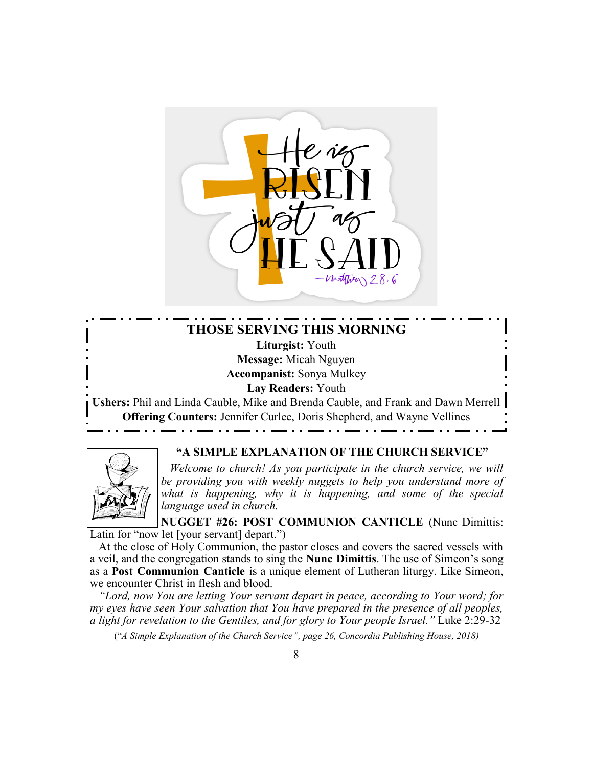He is RISEN just as HE SAID — Matthew 28:6

## THOSE SERVING THIS MORNING

**Liturgist:** Youth
**Message:** Micah Nguyen
**Accompanist:** Sonya Mulkey
**Lay Readers:** Youth
**Ushers:** Phil and Linda Cauble, Mike and Brenda Cauble, and Frank and Dawn Merrell
**Offering Counters:** Jennifer Curlee, Doris Shepherd, and Wayne Vellines

### "A SIMPLE EXPLANATION OF THE CHURCH SERVICE"

*Welcome to church! As you participate in the church service, we will be providing you with weekly nuggets to help you understand more of what is happening, why it is happening, and some of the special language used in church.*

**NUGGET #26: POST COMMUNION CANTICLE** (Nunc Dimittis: Latin for "now let [your servant] depart.")

At the close of Holy Communion, the pastor closes and covers the sacred vessels with a veil, and the congregation stands to sing the **Nunc Dimittis**. The use of Simeon's song as a **Post Communion Canticle** is a unique element of Lutheran liturgy. Like Simeon, we encounter Christ in flesh and blood.

*"Lord, now You are letting Your servant depart in peace, according to Your word; for my eyes have seen Your salvation that You have prepared in the presence of all peoples, a light for revelation to the Gentiles, and for glory to Your people Israel."* Luke 2:29-32

("*A Simple Explanation of the Church Service", page 26, Concordia Publishing House, 2018)*